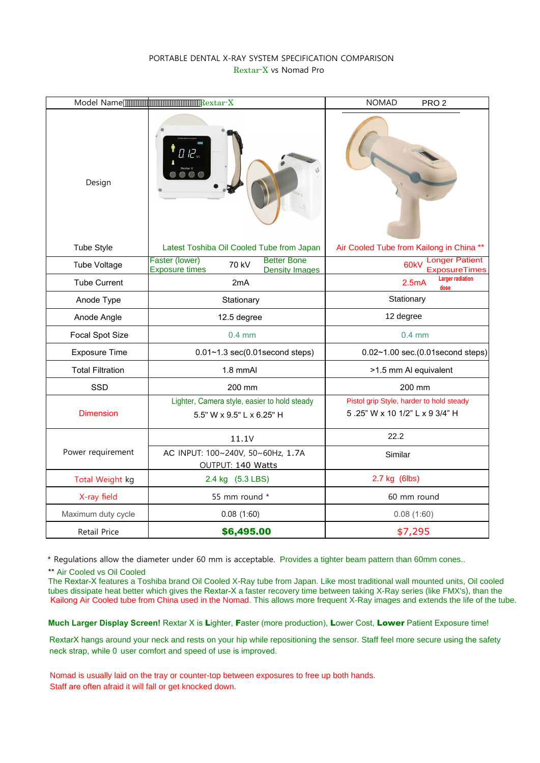PORTABLE DENTAL X-RAY SYSTEM SPECIFICATION COMPARISON

Rextar-X vs Nomad Pro

| Model Name | Rextar-X | NOMAD PRO 2 |
|---|---|---|
| Design | | |
| Tube Style | Latest Toshiba Oil Cooled Tube from Japan | Air Cooled Tube from Kailong in China ** |
| Tube Voltage | Faster (lower) Exposure times 70 kV Better Bone Density Images | 60kV Longer Patient ExposureTimes |
| Tube Current | 2mA | 2.5mA Larger radiation dose |
| Anode Type | Stationary | Stationary |
| Anode Angle | 12.5 degree | 12 degree |
| Focal Spot Size | 0.4 mm | 0.4 mm |
| Exposure Time | 0.01~1.3 sec(0.01second steps) | 0.02~1.00 sec.(0.01second steps) |
| Total Filtration | 1.8 mmAl | >1.5 mm Al equivalent |
| SSD | 200 mm | 200 mm |
| Dimension | Lighter, Camera style, easier to hold steady<br>5.5" W x 9.5" L x 6.25" H | Pistol grip Style, harder to hold steady<br>5 .25" W x 10 1/2" L x 9 3/4" H |
| Power requirement | 11.1V | 22.2 |
| | AC INPUT: 100~240V, 50~60Hz, 1.7A<br>OUTPUT: 140 Watts | Similar |
| Total Weight kg | 2.4 kg (5.3 LBS) | 2.7 kg (6lbs) |
| X-ray field | 55 mm round * | 60 mm round |
| Maximum duty cycle | 0.08 (1:60) | 0.08 (1:60) |
| Retail Price | **$6,495.00** | $7,295 |

* Regulations allow the diameter under 60 mm is acceptable. Provides a tighter beam pattern than 60mm cones..

** Air Cooled vs Oil Cooled

The Rextar-X features a Toshiba brand Oil Cooled X-Ray tube from Japan. Like most traditional wall mounted units, Oil cooled tubes dissipate heat better which gives the Rextar-X a faster recovery time between taking X-Ray series (like FMX's), than the Kailong Air Cooled tube from China used in the Nomad. This allows more frequent X-Ray images and extends the life of the tube.

**Much Larger Display Screen!** Rextar X is **L**ighter, **F**aster (more production), **L**ower Cost, **Lower** Patient Exposure time!

RextarX hangs around your neck and rests on your hip while repositioning the sensor. Staff feel more secure using the safety neck strap, while 0 user comfort and speed of use is improved.

Nomad is usually laid on the tray or counter-top between exposures to free up both hands.
Staff are often afraid it will fall or get knocked down.